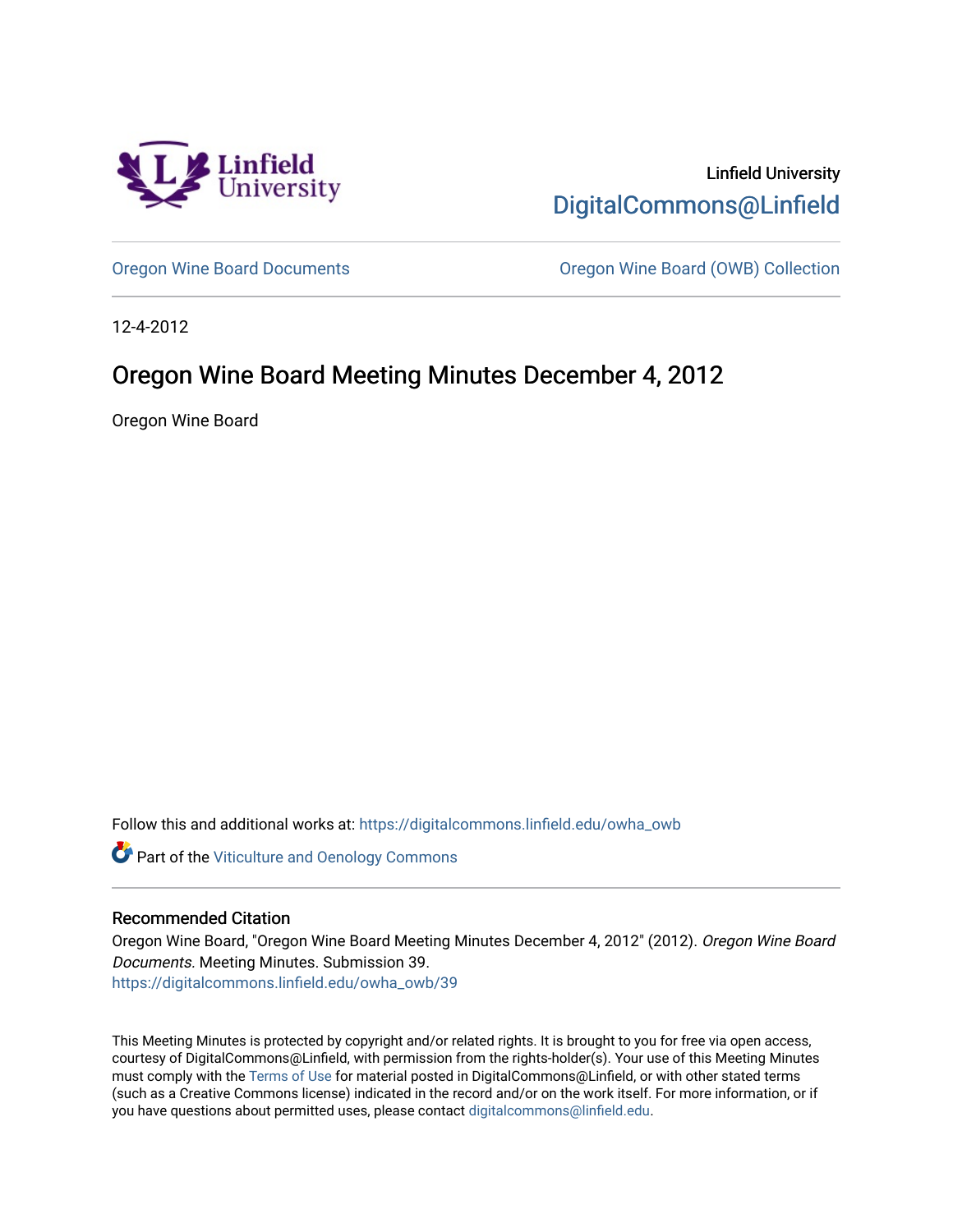Linfield University
DigitalCommons@Linfield

Oregon Wine Board Documents

Oregon Wine Board (OWB) Collection

12-4-2012

# Oregon Wine Board Meeting Minutes December 4, 2012

Oregon Wine Board

Follow this and additional works at: https://digitalcommons.linfield.edu/owha_owb

Part of the Viticulture and Oenology Commons

### Recommended Citation

Oregon Wine Board, "Oregon Wine Board Meeting Minutes December 4, 2012" (2012). *Oregon Wine Board Documents*. Meeting Minutes. Submission 39.
https://digitalcommons.linfield.edu/owha_owb/39

This Meeting Minutes is protected by copyright and/or related rights. It is brought to you for free via open access, courtesy of DigitalCommons@Linfield, with permission from the rights-holder(s). Your use of this Meeting Minutes must comply with the Terms of Use for material posted in DigitalCommons@Linfield, or with other stated terms (such as a Creative Commons license) indicated in the record and/or on the work itself. For more information, or if you have questions about permitted uses, please contact digitalcommons@linfield.edu.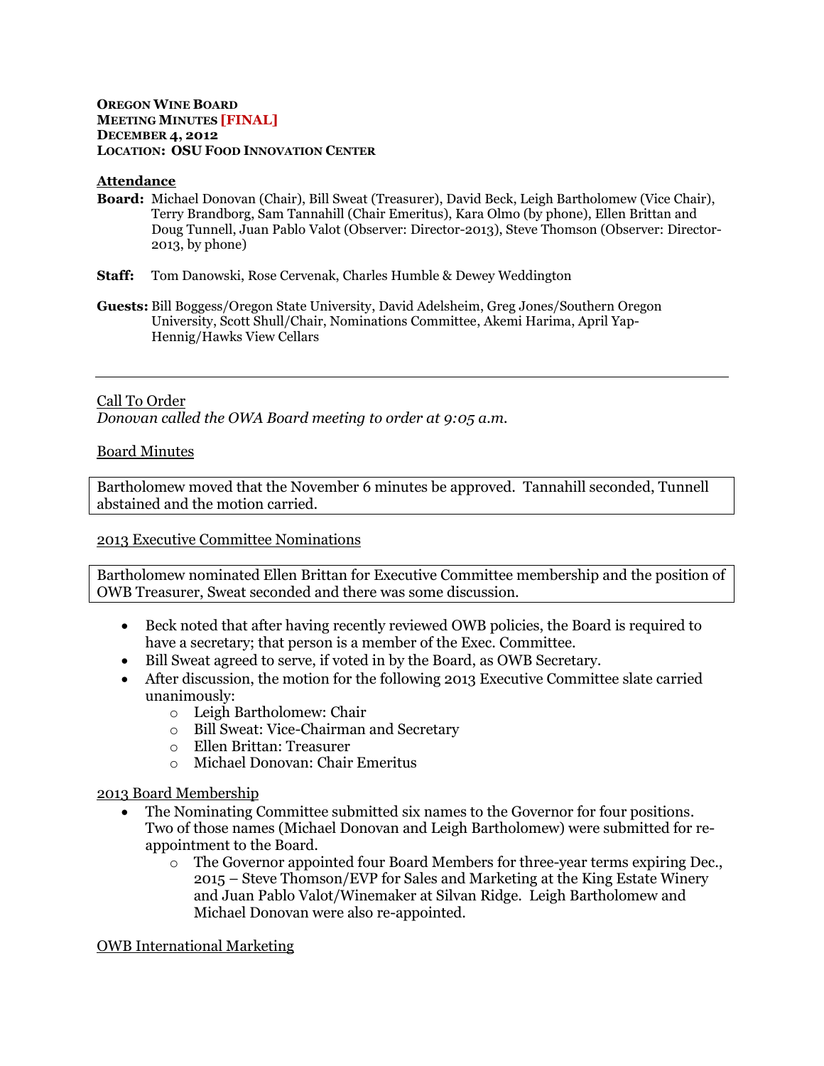**OREGON WINE BOARD**
**MEETING MINUTES [FINAL]**
**DECEMBER 4, 2012**
**LOCATION: OSU FOOD INNOVATION CENTER**

**Attendance**

**Board:** Michael Donovan (Chair), Bill Sweat (Treasurer), David Beck, Leigh Bartholomew (Vice Chair), Terry Brandborg, Sam Tannahill (Chair Emeritus), Kara Olmo (by phone), Ellen Brittan and Doug Tunnell, Juan Pablo Valot (Observer: Director-2013), Steve Thomson (Observer: Director-2013, by phone)

**Staff:** Tom Danowski, Rose Cervenak, Charles Humble & Dewey Weddington

**Guests:** Bill Boggess/Oregon State University, David Adelsheim, Greg Jones/Southern Oregon University, Scott Shull/Chair, Nominations Committee, Akemi Harima, April Yap-Hennig/Hawks View Cellars

---

Call To Order

*Donovan called the OWA Board meeting to order at 9:05 a.m.*

Board Minutes

Bartholomew moved that the November 6 minutes be approved. Tannahill seconded, Tunnell abstained and the motion carried.

2013 Executive Committee Nominations

Bartholomew nominated Ellen Brittan for Executive Committee membership and the position of OWB Treasurer, Sweat seconded and there was some discussion.

- Beck noted that after having recently reviewed OWB policies, the Board is required to have a secretary; that person is a member of the Exec. Committee.
- Bill Sweat agreed to serve, if voted in by the Board, as OWB Secretary.
- After discussion, the motion for the following 2013 Executive Committee slate carried unanimously:
  - Leigh Bartholomew: Chair
  - Bill Sweat: Vice-Chairman and Secretary
  - Ellen Brittan: Treasurer
  - Michael Donovan: Chair Emeritus

2013 Board Membership

- The Nominating Committee submitted six names to the Governor for four positions. Two of those names (Michael Donovan and Leigh Bartholomew) were submitted for re-appointment to the Board.
  - The Governor appointed four Board Members for three-year terms expiring Dec., 2015 – Steve Thomson/EVP for Sales and Marketing at the King Estate Winery and Juan Pablo Valot/Winemaker at Silvan Ridge. Leigh Bartholomew and Michael Donovan were also re-appointed.

OWB International Marketing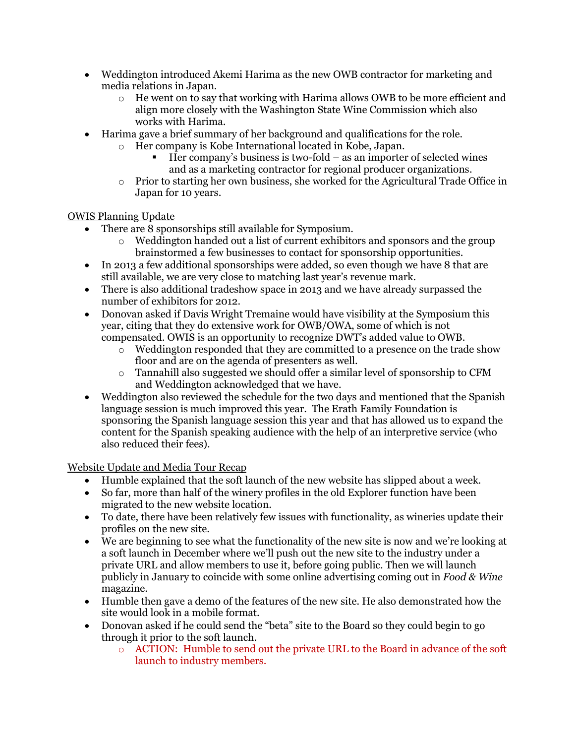- Weddington introduced Akemi Harima as the new OWB contractor for marketing and media relations in Japan.
    - He went on to say that working with Harima allows OWB to be more efficient and align more closely with the Washington State Wine Commission which also works with Harima.
- Harima gave a brief summary of her background and qualifications for the role.
    - Her company is Kobe International located in Kobe, Japan.
        - Her company's business is two-fold – as an importer of selected wines and as a marketing contractor for regional producer organizations.
    - Prior to starting her own business, she worked for the Agricultural Trade Office in Japan for 10 years.

<u>OWIS Planning Update</u>

- There are 8 sponsorships still available for Symposium.
    - Weddington handed out a list of current exhibitors and sponsors and the group brainstormed a few businesses to contact for sponsorship opportunities.
- In 2013 a few additional sponsorships were added, so even though we have 8 that are still available, we are very close to matching last year's revenue mark.
- There is also additional tradeshow space in 2013 and we have already surpassed the number of exhibitors for 2012.
- Donovan asked if Davis Wright Tremaine would have visibility at the Symposium this year, citing that they do extensive work for OWB/OWA, some of which is not compensated. OWIS is an opportunity to recognize DWT's added value to OWB.
    - Weddington responded that they are committed to a presence on the trade show floor and are on the agenda of presenters as well.
    - Tannahill also suggested we should offer a similar level of sponsorship to CFM and Weddington acknowledged that we have.
- Weddington also reviewed the schedule for the two days and mentioned that the Spanish language session is much improved this year. The Erath Family Foundation is sponsoring the Spanish language session this year and that has allowed us to expand the content for the Spanish speaking audience with the help of an interpretive service (who also reduced their fees).

<u>Website Update and Media Tour Recap</u>

- Humble explained that the soft launch of the new website has slipped about a week.
- So far, more than half of the winery profiles in the old Explorer function have been migrated to the new website location.
- To date, there have been relatively few issues with functionality, as wineries update their profiles on the new site.
- We are beginning to see what the functionality of the new site is now and we're looking at a soft launch in December where we'll push out the new site to the industry under a private URL and allow members to use it, before going public. Then we will launch publicly in January to coincide with some online advertising coming out in *Food & Wine* magazine.
- Humble then gave a demo of the features of the new site. He also demonstrated how the site would look in a mobile format.
- Donovan asked if he could send the "beta" site to the Board so they could begin to go through it prior to the soft launch.
    - ACTION: Humble to send out the private URL to the Board in advance of the soft launch to industry members.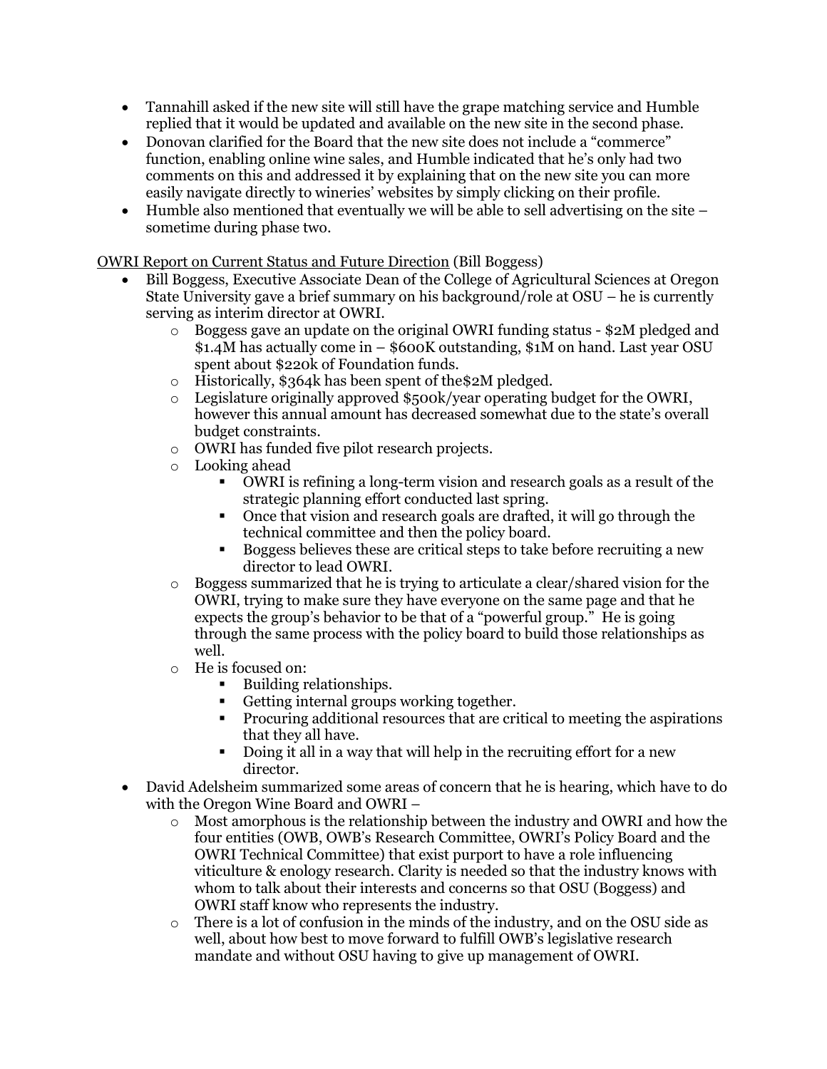- Tannahill asked if the new site will still have the grape matching service and Humble replied that it would be updated and available on the new site in the second phase.
- Donovan clarified for the Board that the new site does not include a "commerce" function, enabling online wine sales, and Humble indicated that he's only had two comments on this and addressed it by explaining that on the new site you can more easily navigate directly to wineries' websites by simply clicking on their profile.
- Humble also mentioned that eventually we will be able to sell advertising on the site – sometime during phase two.

<u>OWRI Report on Current Status and Future Direction</u> (Bill Boggess)

- Bill Boggess, Executive Associate Dean of the College of Agricultural Sciences at Oregon State University gave a brief summary on his background/role at OSU – he is currently serving as interim director at OWRI.
    - Boggess gave an update on the original OWRI funding status - $2M pledged and $1.4M has actually come in – $600K outstanding, $1M on hand. Last year OSU spent about $220k of Foundation funds.
    - Historically, $364k has been spent of the$2M pledged.
    - Legislature originally approved $500k/year operating budget for the OWRI, however this annual amount has decreased somewhat due to the state's overall budget constraints.
    - OWRI has funded five pilot research projects.
    - Looking ahead
        - OWRI is refining a long-term vision and research goals as a result of the strategic planning effort conducted last spring.
        - Once that vision and research goals are drafted, it will go through the technical committee and then the policy board.
        - Boggess believes these are critical steps to take before recruiting a new director to lead OWRI.
    - Boggess summarized that he is trying to articulate a clear/shared vision for the OWRI, trying to make sure they have everyone on the same page and that he expects the group's behavior to be that of a "powerful group." He is going through the same process with the policy board to build those relationships as well.
    - He is focused on:
        - Building relationships.
        - Getting internal groups working together.
        - Procuring additional resources that are critical to meeting the aspirations that they all have.
        - Doing it all in a way that will help in the recruiting effort for a new director.
- David Adelsheim summarized some areas of concern that he is hearing, which have to do with the Oregon Wine Board and OWRI –
    - Most amorphous is the relationship between the industry and OWRI and how the four entities (OWB, OWB's Research Committee, OWRI's Policy Board and the OWRI Technical Committee) that exist purport to have a role influencing viticulture & enology research. Clarity is needed so that the industry knows with whom to talk about their interests and concerns so that OSU (Boggess) and OWRI staff know who represents the industry.
    - There is a lot of confusion in the minds of the industry, and on the OSU side as well, about how best to move forward to fulfill OWB's legislative research mandate and without OSU having to give up management of OWRI.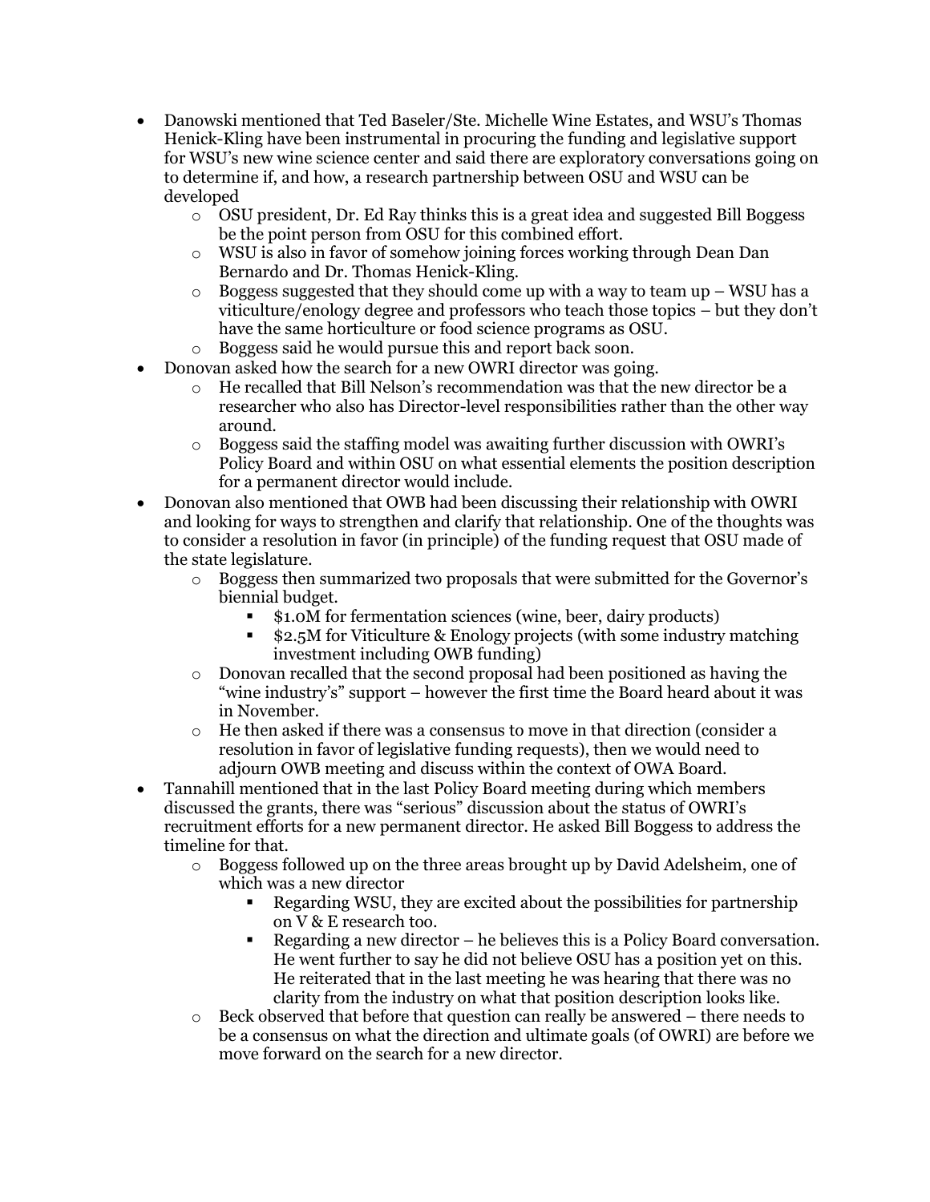- Danowski mentioned that Ted Baseler/Ste. Michelle Wine Estates, and WSU's Thomas Henick-Kling have been instrumental in procuring the funding and legislative support for WSU's new wine science center and said there are exploratory conversations going on to determine if, and how, a research partnership between OSU and WSU can be developed
  - OSU president, Dr. Ed Ray thinks this is a great idea and suggested Bill Boggess be the point person from OSU for this combined effort.
  - WSU is also in favor of somehow joining forces working through Dean Dan Bernardo and Dr. Thomas Henick-Kling.
  - Boggess suggested that they should come up with a way to team up – WSU has a viticulture/enology degree and professors who teach those topics – but they don't have the same horticulture or food science programs as OSU.
  - Boggess said he would pursue this and report back soon.
- Donovan asked how the search for a new OWRI director was going.
  - He recalled that Bill Nelson's recommendation was that the new director be a researcher who also has Director-level responsibilities rather than the other way around.
  - Boggess said the staffing model was awaiting further discussion with OWRI's Policy Board and within OSU on what essential elements the position description for a permanent director would include.
- Donovan also mentioned that OWB had been discussing their relationship with OWRI and looking for ways to strengthen and clarify that relationship. One of the thoughts was to consider a resolution in favor (in principle) of the funding request that OSU made of the state legislature.
  - Boggess then summarized two proposals that were submitted for the Governor's biennial budget.
    - $1.0M for fermentation sciences (wine, beer, dairy products)
    - $2.5M for Viticulture & Enology projects (with some industry matching investment including OWB funding)
  - Donovan recalled that the second proposal had been positioned as having the "wine industry's" support – however the first time the Board heard about it was in November.
  - He then asked if there was a consensus to move in that direction (consider a resolution in favor of legislative funding requests), then we would need to adjourn OWB meeting and discuss within the context of OWA Board.
- Tannahill mentioned that in the last Policy Board meeting during which members discussed the grants, there was "serious" discussion about the status of OWRI's recruitment efforts for a new permanent director. He asked Bill Boggess to address the timeline for that.
  - Boggess followed up on the three areas brought up by David Adelsheim, one of which was a new director
    - Regarding WSU, they are excited about the possibilities for partnership on V & E research too.
    - Regarding a new director – he believes this is a Policy Board conversation. He went further to say he did not believe OSU has a position yet on this. He reiterated that in the last meeting he was hearing that there was no clarity from the industry on what that position description looks like.
  - Beck observed that before that question can really be answered – there needs to be a consensus on what the direction and ultimate goals (of OWRI) are before we move forward on the search for a new director.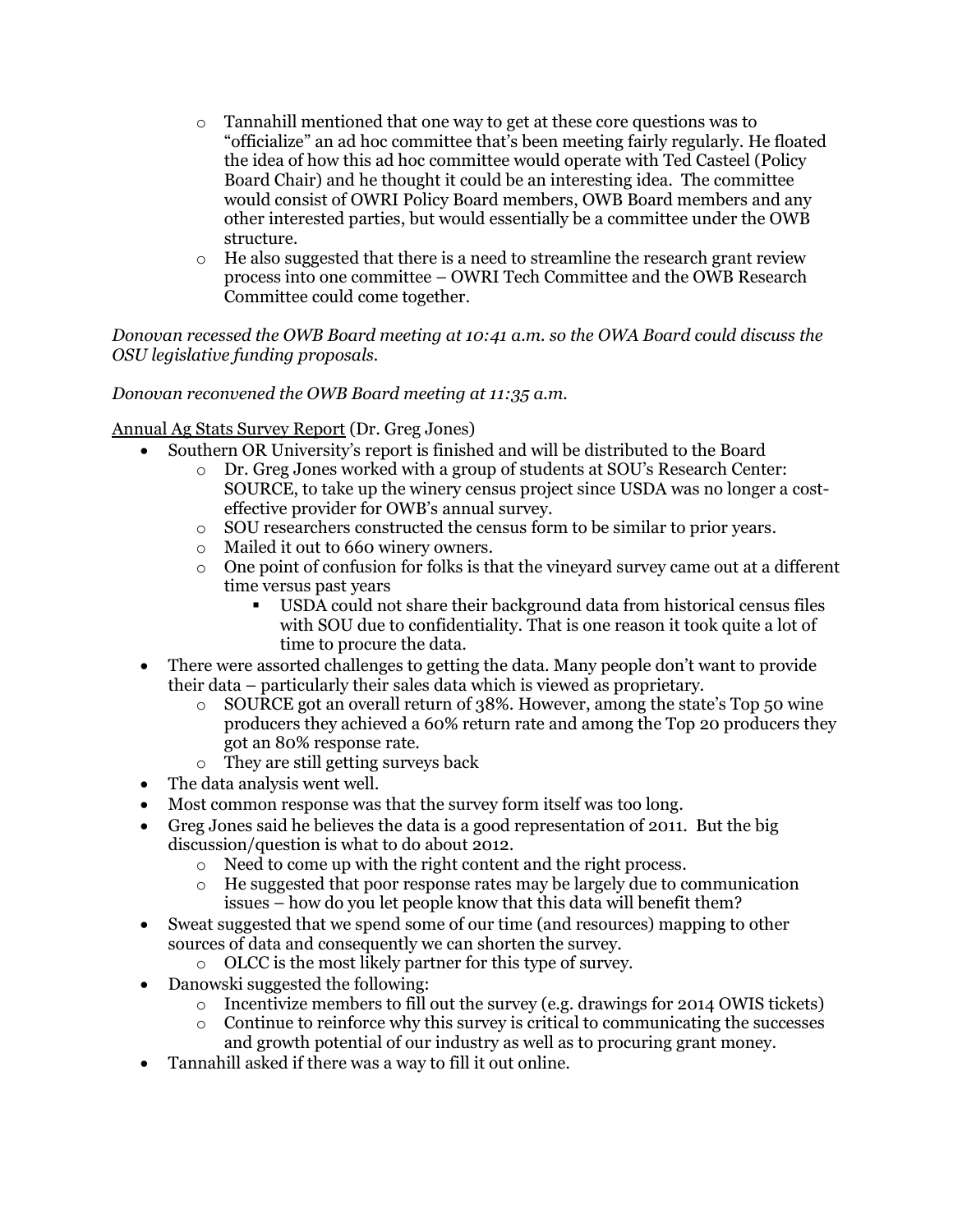- Tannahill mentioned that one way to get at these core questions was to "officialize" an ad hoc committee that's been meeting fairly regularly. He floated the idea of how this ad hoc committee would operate with Ted Casteel (Policy Board Chair) and he thought it could be an interesting idea. The committee would consist of OWRI Policy Board members, OWB Board members and any other interested parties, but would essentially be a committee under the OWB structure.
- He also suggested that there is a need to streamline the research grant review process into one committee – OWRI Tech Committee and the OWB Research Committee could come together.

*Donovan recessed the OWB Board meeting at 10:41 a.m. so the OWA Board could discuss the OSU legislative funding proposals.*

*Donovan reconvened the OWB Board meeting at 11:35 a.m.*

<u>Annual Ag Stats Survey Report</u> (Dr. Greg Jones)

- Southern OR University's report is finished and will be distributed to the Board
  - Dr. Greg Jones worked with a group of students at SOU's Research Center: SOURCE, to take up the winery census project since USDA was no longer a cost-effective provider for OWB's annual survey.
  - SOU researchers constructed the census form to be similar to prior years.
  - Mailed it out to 660 winery owners.
  - One point of confusion for folks is that the vineyard survey came out at a different time versus past years
    - USDA could not share their background data from historical census files with SOU due to confidentiality. That is one reason it took quite a lot of time to procure the data.
- There were assorted challenges to getting the data. Many people don't want to provide their data – particularly their sales data which is viewed as proprietary.
  - SOURCE got an overall return of 38%. However, among the state's Top 50 wine producers they achieved a 60% return rate and among the Top 20 producers they got an 80% response rate.
  - They are still getting surveys back
- The data analysis went well.
- Most common response was that the survey form itself was too long.
- Greg Jones said he believes the data is a good representation of 2011. But the big discussion/question is what to do about 2012.
  - Need to come up with the right content and the right process.
  - He suggested that poor response rates may be largely due to communication issues – how do you let people know that this data will benefit them?
- Sweat suggested that we spend some of our time (and resources) mapping to other sources of data and consequently we can shorten the survey.
  - OLCC is the most likely partner for this type of survey.
- Danowski suggested the following:
  - Incentivize members to fill out the survey (e.g. drawings for 2014 OWIS tickets)
  - Continue to reinforce why this survey is critical to communicating the successes and growth potential of our industry as well as to procuring grant money.
- Tannahill asked if there was a way to fill it out online.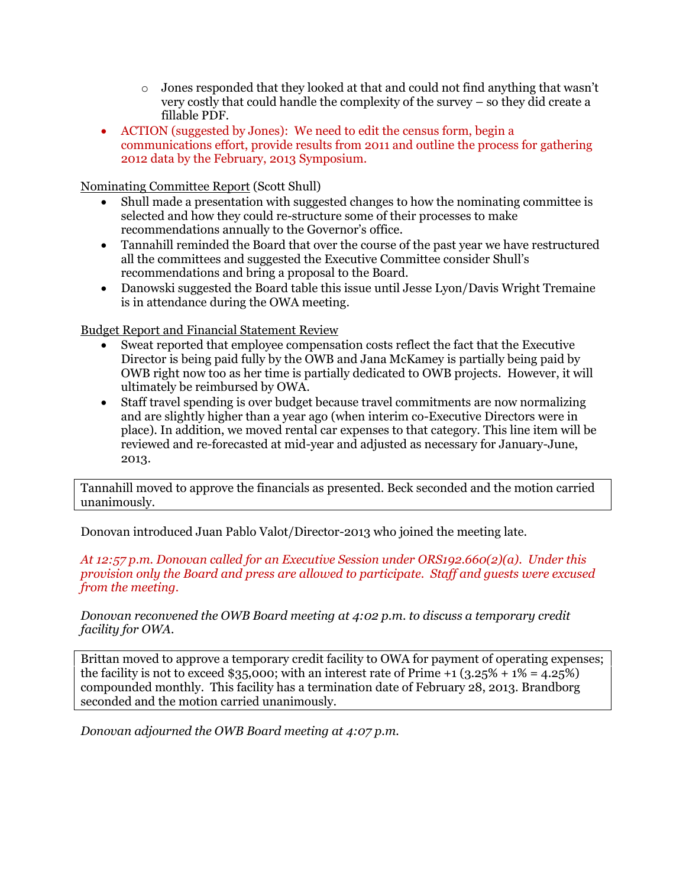- Jones responded that they looked at that and could not find anything that wasn't very costly that could handle the complexity of the survey – so they did create a fillable PDF.
- ACTION (suggested by Jones): We need to edit the census form, begin a communications effort, provide results from 2011 and outline the process for gathering 2012 data by the February, 2013 Symposium.

Nominating Committee Report (Scott Shull)

- Shull made a presentation with suggested changes to how the nominating committee is selected and how they could re-structure some of their processes to make recommendations annually to the Governor's office.
- Tannahill reminded the Board that over the course of the past year we have restructured all the committees and suggested the Executive Committee consider Shull's recommendations and bring a proposal to the Board.
- Danowski suggested the Board table this issue until Jesse Lyon/Davis Wright Tremaine is in attendance during the OWA meeting.

Budget Report and Financial Statement Review

- Sweat reported that employee compensation costs reflect the fact that the Executive Director is being paid fully by the OWB and Jana McKamey is partially being paid by OWB right now too as her time is partially dedicated to OWB projects. However, it will ultimately be reimbursed by OWA.
- Staff travel spending is over budget because travel commitments are now normalizing and are slightly higher than a year ago (when interim co-Executive Directors were in place). In addition, we moved rental car expenses to that category. This line item will be reviewed and re-forecasted at mid-year and adjusted as necessary for January-June, 2013.

Tannahill moved to approve the financials as presented. Beck seconded and the motion carried unanimously.

Donovan introduced Juan Pablo Valot/Director-2013 who joined the meeting late.

*At 12:57 p.m. Donovan called for an Executive Session under ORS192.660(2)(a). Under this provision only the Board and press are allowed to participate. Staff and guests were excused from the meeting.*

*Donovan reconvened the OWB Board meeting at 4:02 p.m. to discuss a temporary credit facility for OWA.*

Brittan moved to approve a temporary credit facility to OWA for payment of operating expenses; the facility is not to exceed $35,000; with an interest rate of Prime +1 (3.25% + 1% = 4.25%) compounded monthly. This facility has a termination date of February 28, 2013. Brandborg seconded and the motion carried unanimously.

*Donovan adjourned the OWB Board meeting at 4:07 p.m.*